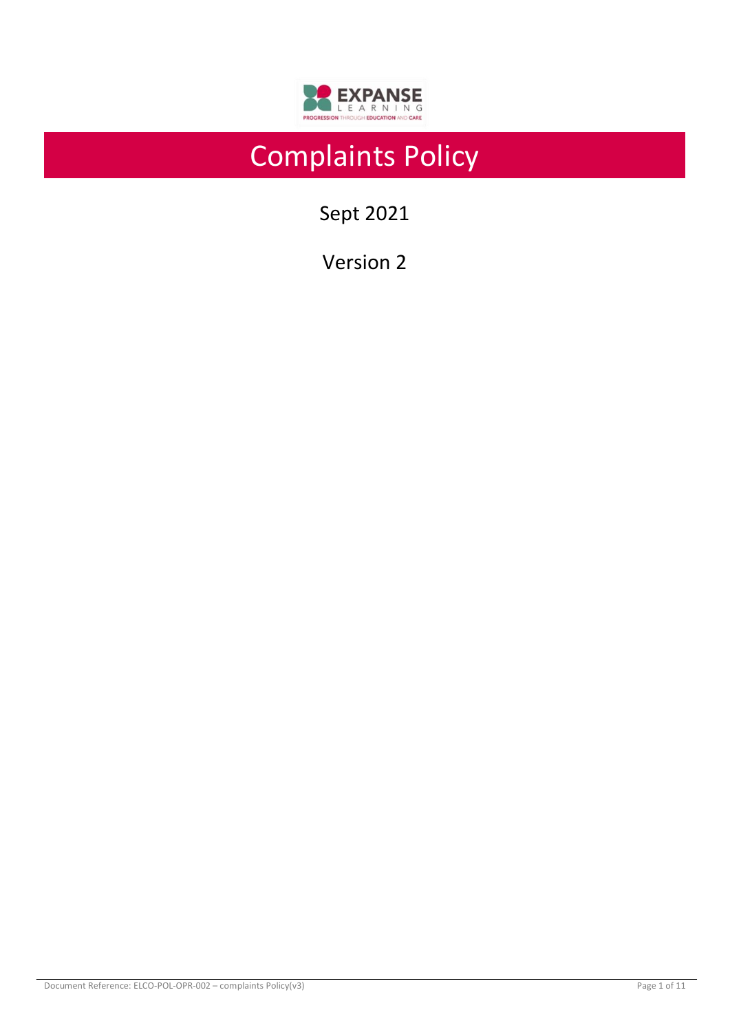# Complaints Policy

Sept 2021

Version 2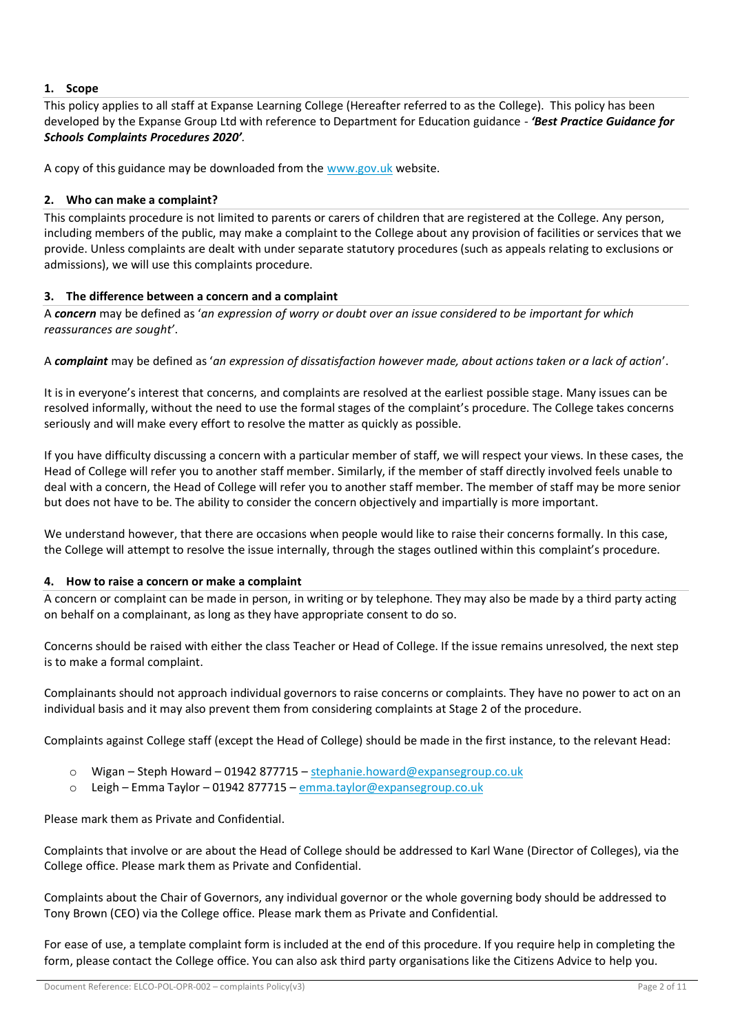## 1. Scope

This policy applies to all staff at Expanse Learning College (Hereafter referred to as the College). This policy has been developed by the Expanse Group Ltd with reference to Department for Education guidance - ***'Best Practice Guidance for Schools Complaints Procedures 2020'***.

A copy of this guidance may be downloaded from the [www.gov.uk](http://www.gov.uk) website.

## 2. Who can make a complaint?

This complaints procedure is not limited to parents or carers of children that are registered at the College. Any person, including members of the public, may make a complaint to the College about any provision of facilities or services that we provide. Unless complaints are dealt with under separate statutory procedures (such as appeals relating to exclusions or admissions), we will use this complaints procedure.

## 3. The difference between a concern and a complaint

A ***concern*** may be defined as '*an expression of worry or doubt over an issue considered to be important for which reassurances are sought*'.

A ***complaint*** may be defined as '*an expression of dissatisfaction however made, about actions taken or a lack of action*'.

It is in everyone's interest that concerns, and complaints are resolved at the earliest possible stage. Many issues can be resolved informally, without the need to use the formal stages of the complaint's procedure. The College takes concerns seriously and will make every effort to resolve the matter as quickly as possible.

If you have difficulty discussing a concern with a particular member of staff, we will respect your views. In these cases, the Head of College will refer you to another staff member. Similarly, if the member of staff directly involved feels unable to deal with a concern, the Head of College will refer you to another staff member. The member of staff may be more senior but does not have to be. The ability to consider the concern objectively and impartially is more important.

We understand however, that there are occasions when people would like to raise their concerns formally. In this case, the College will attempt to resolve the issue internally, through the stages outlined within this complaint's procedure.

## 4. How to raise a concern or make a complaint

A concern or complaint can be made in person, in writing or by telephone. They may also be made by a third party acting on behalf on a complainant, as long as they have appropriate consent to do so.

Concerns should be raised with either the class Teacher or Head of College. If the issue remains unresolved, the next step is to make a formal complaint.

Complainants should not approach individual governors to raise concerns or complaints. They have no power to act on an individual basis and it may also prevent them from considering complaints at Stage 2 of the procedure.

Complaints against College staff (except the Head of College) should be made in the first instance, to the relevant Head:

- Wigan – Steph Howard – 01942 877715 – [stephanie.howard@expansegroup.co.uk](mailto:stephanie.howard@expansegroup.co.uk)
- Leigh – Emma Taylor – 01942 877715 – [emma.taylor@expansegroup.co.uk](mailto:emma.taylor@expansegroup.co.uk)

Please mark them as Private and Confidential.

Complaints that involve or are about the Head of College should be addressed to Karl Wane (Director of Colleges), via the College office. Please mark them as Private and Confidential.

Complaints about the Chair of Governors, any individual governor or the whole governing body should be addressed to Tony Brown (CEO) via the College office. Please mark them as Private and Confidential.

For ease of use, a template complaint form is included at the end of this procedure. If you require help in completing the form, please contact the College office. You can also ask third party organisations like the Citizens Advice to help you.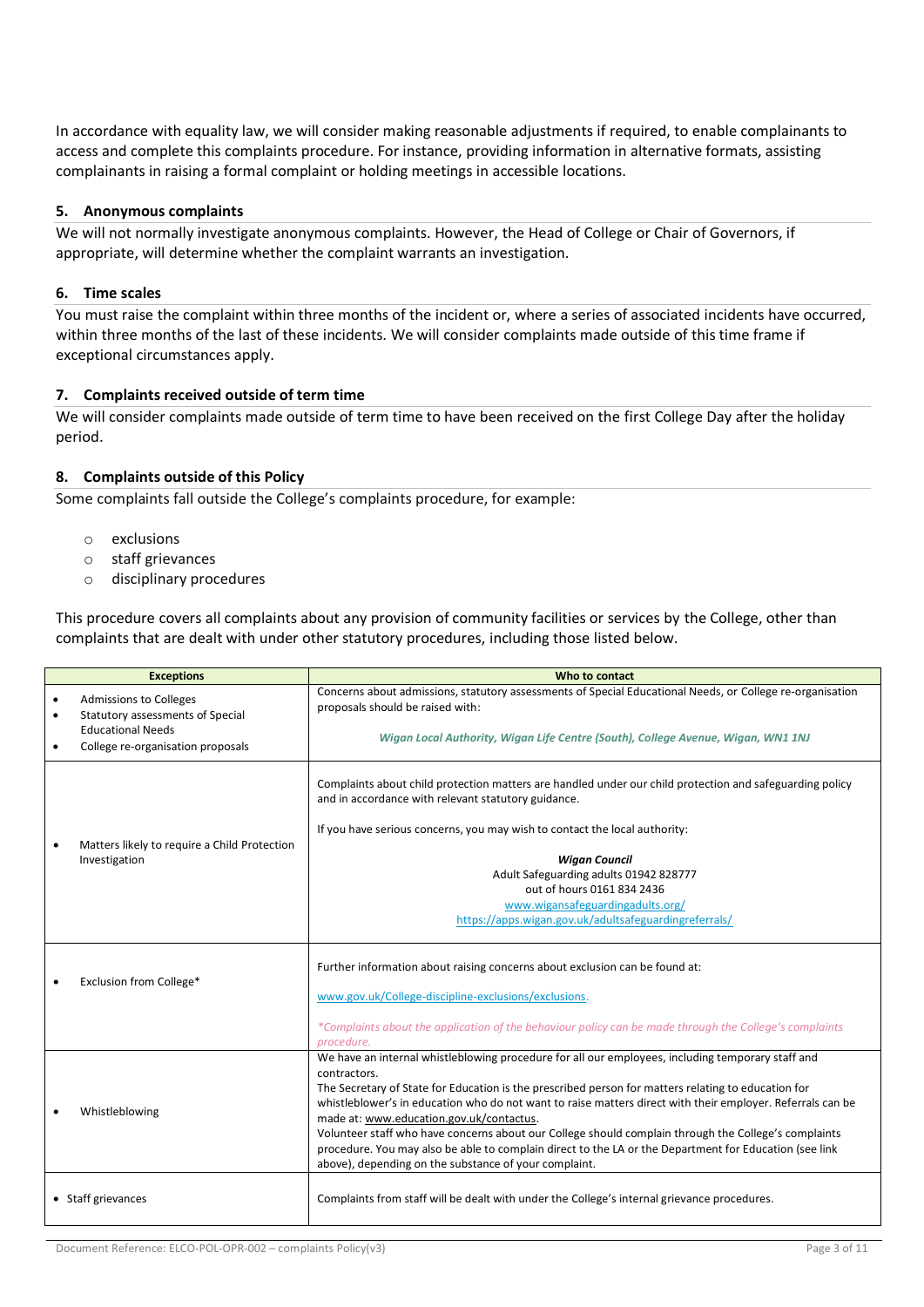In accordance with equality law, we will consider making reasonable adjustments if required, to enable complainants to access and complete this complaints procedure. For instance, providing information in alternative formats, assisting complainants in raising a formal complaint or holding meetings in accessible locations.

## 5. Anonymous complaints

We will not normally investigate anonymous complaints. However, the Head of College or Chair of Governors, if appropriate, will determine whether the complaint warrants an investigation.

## 6. Time scales

You must raise the complaint within three months of the incident or, where a series of associated incidents have occurred, within three months of the last of these incidents. We will consider complaints made outside of this time frame if exceptional circumstances apply.

## 7. Complaints received outside of term time

We will consider complaints made outside of term time to have been received on the first College Day after the holiday period.

## 8. Complaints outside of this Policy

Some complaints fall outside the College's complaints procedure, for example:

- exclusions
- staff grievances
- disciplinary procedures

This procedure covers all complaints about any provision of community facilities or services by the College, other than complaints that are dealt with under other statutory procedures, including those listed below.

| Exceptions | Who to contact |
|---|---|
| • Admissions to Colleges<br>• Statutory assessments of Special Educational Needs<br>• College re-organisation proposals | Concerns about admissions, statutory assessments of Special Educational Needs, or College re-organisation proposals should be raised with:<br><br>***Wigan Local Authority, Wigan Life Centre (South), College Avenue, Wigan, WN1 1NJ*** |
| • Matters likely to require a Child Protection Investigation | Complaints about child protection matters are handled under our child protection and safeguarding policy and in accordance with relevant statutory guidance.<br><br>If you have serious concerns, you may wish to contact the local authority:<br><br>***Wigan Council***<br>Adult Safeguarding adults 01942 828777<br>out of hours 0161 834 2436<br>www.wigansafeguardingadults.org/<br>https://apps.wigan.gov.uk/adultsafeguardingreferrals/ |
| • Exclusion from College* | Further information about raising concerns about exclusion can be found at:<br><br>www.gov.uk/College-discipline-exclusions/exclusions.<br><br>**Complaints about the application of the behaviour policy can be made through the College's complaints procedure.* |
| • Whistleblowing | We have an internal whistleblowing procedure for all our employees, including temporary staff and contractors.<br>The Secretary of State for Education is the prescribed person for matters relating to education for whistleblower's in education who do not want to raise matters direct with their employer. Referrals can be made at: www.education.gov.uk/contactus.<br>Volunteer staff who have concerns about our College should complain through the College's complaints procedure. You may also be able to complain direct to the LA or the Department for Education (see link above), depending on the substance of your complaint. |
| • Staff grievances | Complaints from staff will be dealt with under the College's internal grievance procedures. |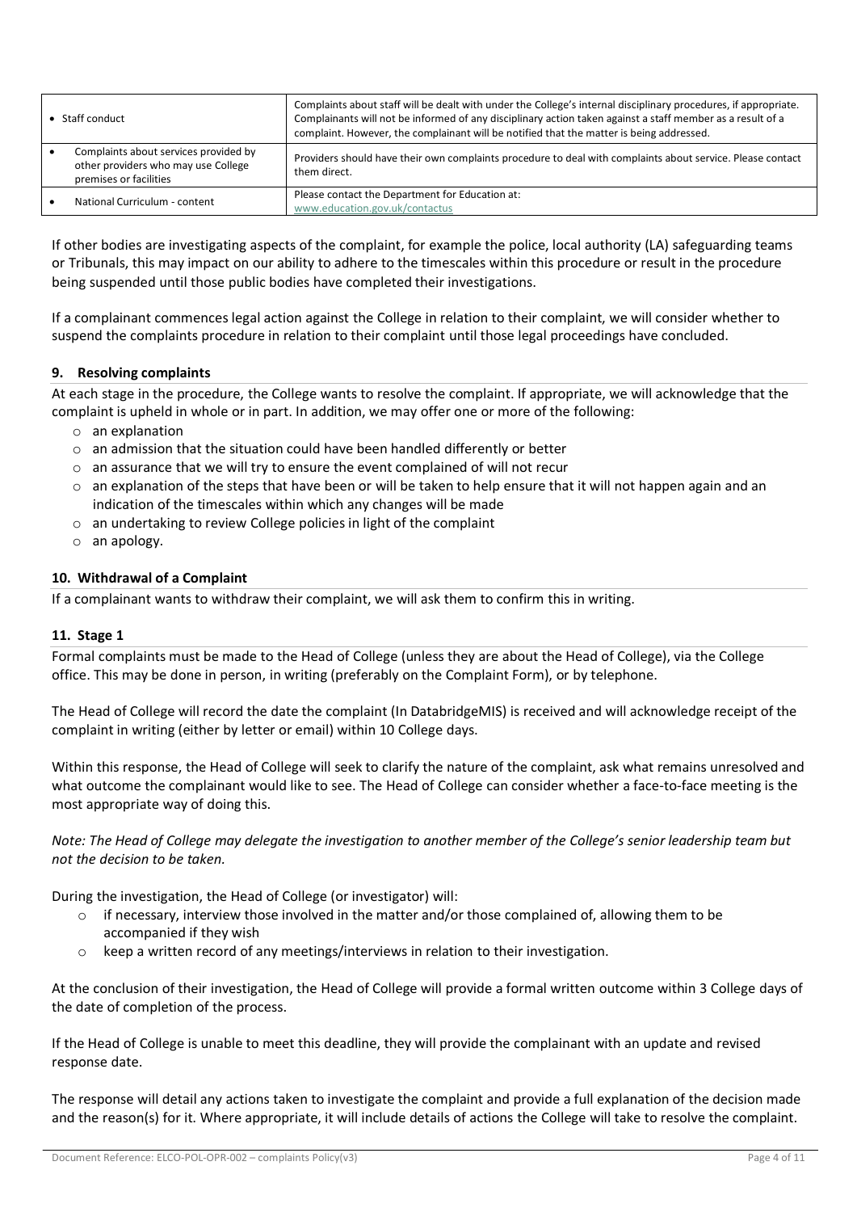| | |
|---|---|
| • Staff conduct | Complaints about staff will be dealt with under the College's internal disciplinary procedures, if appropriate. Complainants will not be informed of any disciplinary action taken against a staff member as a result of a complaint. However, the complainant will be notified that the matter is being addressed. |
| • Complaints about services provided by other providers who may use College premises or facilities | Providers should have their own complaints procedure to deal with complaints about service. Please contact them direct. |
| • National Curriculum - content | Please contact the Department for Education at: www.education.gov.uk/contactus |

If other bodies are investigating aspects of the complaint, for example the police, local authority (LA) safeguarding teams or Tribunals, this may impact on our ability to adhere to the timescales within this procedure or result in the procedure being suspended until those public bodies have completed their investigations.

If a complainant commences legal action against the College in relation to their complaint, we will consider whether to suspend the complaints procedure in relation to their complaint until those legal proceedings have concluded.

### 9. Resolving complaints

At each stage in the procedure, the College wants to resolve the complaint. If appropriate, we will acknowledge that the complaint is upheld in whole or in part. In addition, we may offer one or more of the following:

- an explanation
- an admission that the situation could have been handled differently or better
- an assurance that we will try to ensure the event complained of will not recur
- an explanation of the steps that have been or will be taken to help ensure that it will not happen again and an indication of the timescales within which any changes will be made
- an undertaking to review College policies in light of the complaint
- an apology.

### 10. Withdrawal of a Complaint

If a complainant wants to withdraw their complaint, we will ask them to confirm this in writing.

### 11. Stage 1

Formal complaints must be made to the Head of College (unless they are about the Head of College), via the College office. This may be done in person, in writing (preferably on the Complaint Form), or by telephone.

The Head of College will record the date the complaint (In DatabridgeMIS) is received and will acknowledge receipt of the complaint in writing (either by letter or email) within 10 College days.

Within this response, the Head of College will seek to clarify the nature of the complaint, ask what remains unresolved and what outcome the complainant would like to see. The Head of College can consider whether a face-to-face meeting is the most appropriate way of doing this.

*Note: The Head of College may delegate the investigation to another member of the College's senior leadership team but not the decision to be taken.*

During the investigation, the Head of College (or investigator) will:

- if necessary, interview those involved in the matter and/or those complained of, allowing them to be accompanied if they wish
- keep a written record of any meetings/interviews in relation to their investigation.

At the conclusion of their investigation, the Head of College will provide a formal written outcome within 3 College days of the date of completion of the process.

If the Head of College is unable to meet this deadline, they will provide the complainant with an update and revised response date.

The response will detail any actions taken to investigate the complaint and provide a full explanation of the decision made and the reason(s) for it. Where appropriate, it will include details of actions the College will take to resolve the complaint.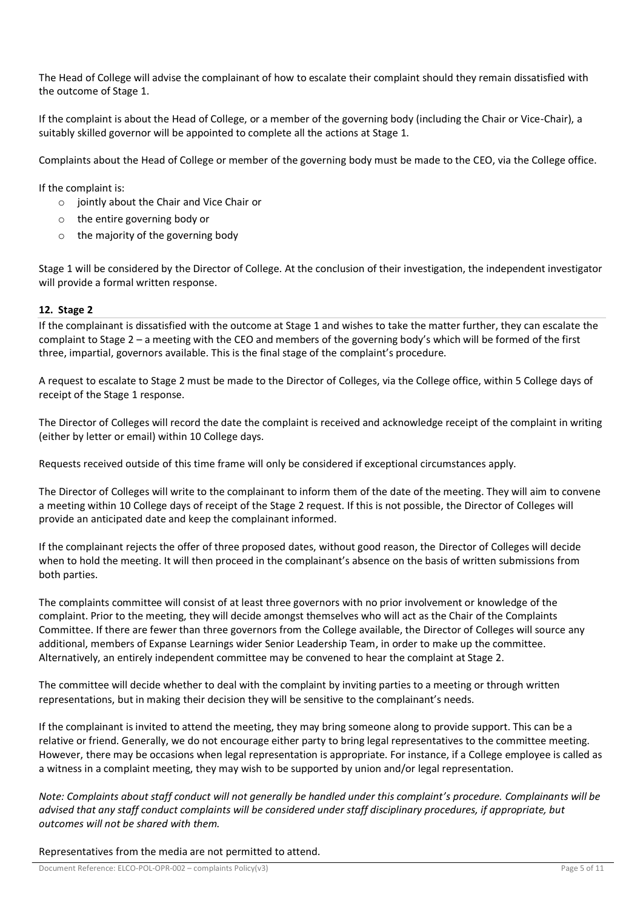The Head of College will advise the complainant of how to escalate their complaint should they remain dissatisfied with the outcome of Stage 1.

If the complaint is about the Head of College, or a member of the governing body (including the Chair or Vice-Chair), a suitably skilled governor will be appointed to complete all the actions at Stage 1.

Complaints about the Head of College or member of the governing body must be made to the CEO, via the College office.

If the complaint is:

- jointly about the Chair and Vice Chair or
- the entire governing body or
- the majority of the governing body

Stage 1 will be considered by the Director of College. At the conclusion of their investigation, the independent investigator will provide a formal written response.

### 12. Stage 2

If the complainant is dissatisfied with the outcome at Stage 1 and wishes to take the matter further, they can escalate the complaint to Stage 2 – a meeting with the CEO and members of the governing body's which will be formed of the first three, impartial, governors available. This is the final stage of the complaint's procedure.

A request to escalate to Stage 2 must be made to the Director of Colleges, via the College office, within 5 College days of receipt of the Stage 1 response.

The Director of Colleges will record the date the complaint is received and acknowledge receipt of the complaint in writing (either by letter or email) within 10 College days.

Requests received outside of this time frame will only be considered if exceptional circumstances apply.

The Director of Colleges will write to the complainant to inform them of the date of the meeting. They will aim to convene a meeting within 10 College days of receipt of the Stage 2 request. If this is not possible, the Director of Colleges will provide an anticipated date and keep the complainant informed.

If the complainant rejects the offer of three proposed dates, without good reason, the Director of Colleges will decide when to hold the meeting. It will then proceed in the complainant's absence on the basis of written submissions from both parties.

The complaints committee will consist of at least three governors with no prior involvement or knowledge of the complaint. Prior to the meeting, they will decide amongst themselves who will act as the Chair of the Complaints Committee. If there are fewer than three governors from the College available, the Director of Colleges will source any additional, members of Expanse Learnings wider Senior Leadership Team, in order to make up the committee. Alternatively, an entirely independent committee may be convened to hear the complaint at Stage 2.

The committee will decide whether to deal with the complaint by inviting parties to a meeting or through written representations, but in making their decision they will be sensitive to the complainant's needs.

If the complainant is invited to attend the meeting, they may bring someone along to provide support. This can be a relative or friend. Generally, we do not encourage either party to bring legal representatives to the committee meeting. However, there may be occasions when legal representation is appropriate. For instance, if a College employee is called as a witness in a complaint meeting, they may wish to be supported by union and/or legal representation.

*Note: Complaints about staff conduct will not generally be handled under this complaint's procedure. Complainants will be advised that any staff conduct complaints will be considered under staff disciplinary procedures, if appropriate, but outcomes will not be shared with them.*

Representatives from the media are not permitted to attend.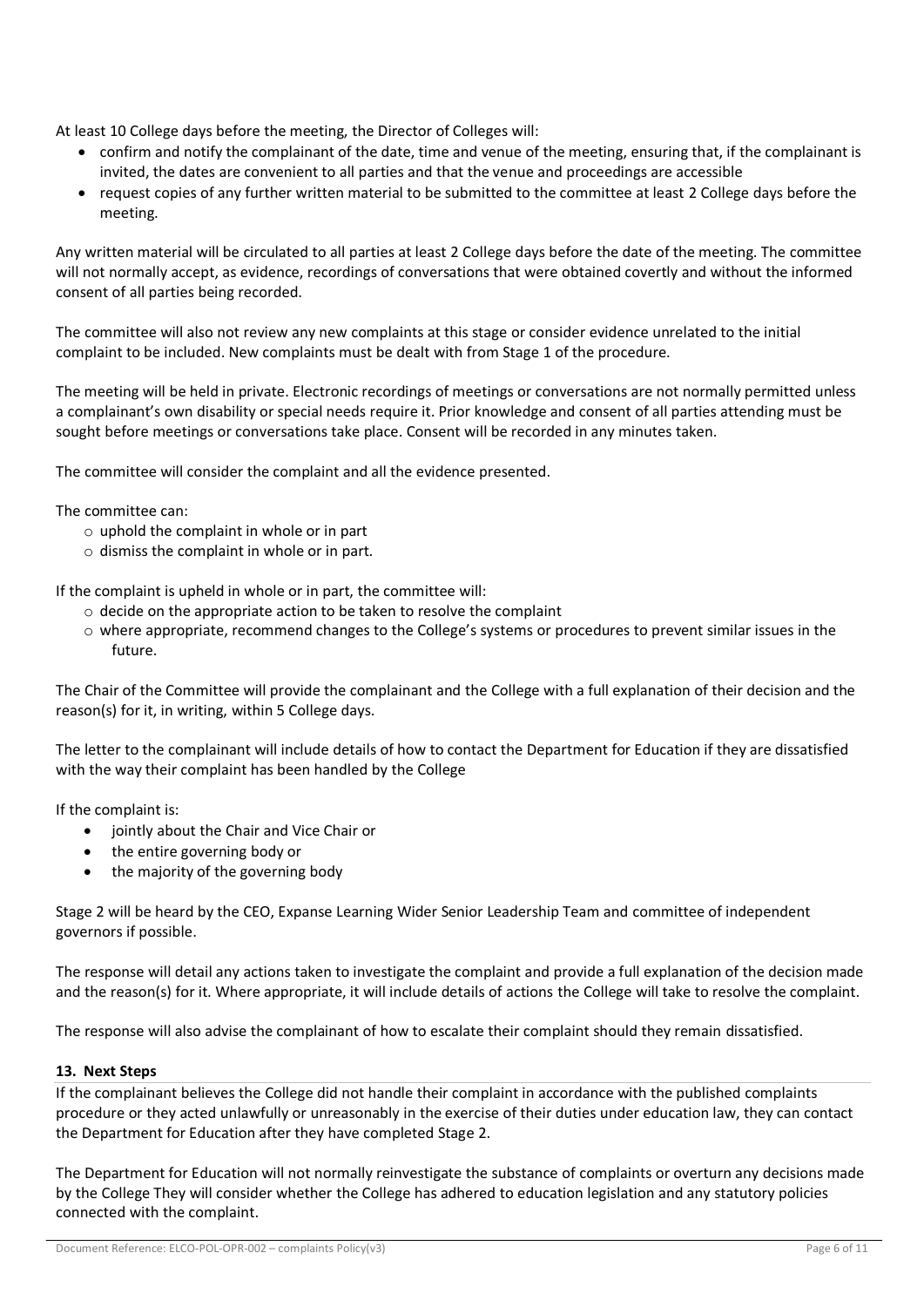At least 10 College days before the meeting, the Director of Colleges will:

- confirm and notify the complainant of the date, time and venue of the meeting, ensuring that, if the complainant is invited, the dates are convenient to all parties and that the venue and proceedings are accessible
- request copies of any further written material to be submitted to the committee at least 2 College days before the meeting.

Any written material will be circulated to all parties at least 2 College days before the date of the meeting. The committee will not normally accept, as evidence, recordings of conversations that were obtained covertly and without the informed consent of all parties being recorded.

The committee will also not review any new complaints at this stage or consider evidence unrelated to the initial complaint to be included. New complaints must be dealt with from Stage 1 of the procedure.

The meeting will be held in private. Electronic recordings of meetings or conversations are not normally permitted unless a complainant's own disability or special needs require it. Prior knowledge and consent of all parties attending must be sought before meetings or conversations take place. Consent will be recorded in any minutes taken.

The committee will consider the complaint and all the evidence presented.

The committee can:

- uphold the complaint in whole or in part
- dismiss the complaint in whole or in part.

If the complaint is upheld in whole or in part, the committee will:

- decide on the appropriate action to be taken to resolve the complaint
- where appropriate, recommend changes to the College's systems or procedures to prevent similar issues in the future.

The Chair of the Committee will provide the complainant and the College with a full explanation of their decision and the reason(s) for it, in writing, within 5 College days.

The letter to the complainant will include details of how to contact the Department for Education if they are dissatisfied with the way their complaint has been handled by the College

If the complaint is:

- jointly about the Chair and Vice Chair or
- the entire governing body or
- the majority of the governing body

Stage 2 will be heard by the CEO, Expanse Learning Wider Senior Leadership Team and committee of independent governors if possible.

The response will detail any actions taken to investigate the complaint and provide a full explanation of the decision made and the reason(s) for it. Where appropriate, it will include details of actions the College will take to resolve the complaint.

The response will also advise the complainant of how to escalate their complaint should they remain dissatisfied.

## 13. Next Steps

If the complainant believes the College did not handle their complaint in accordance with the published complaints procedure or they acted unlawfully or unreasonably in the exercise of their duties under education law, they can contact the Department for Education after they have completed Stage 2.

The Department for Education will not normally reinvestigate the substance of complaints or overturn any decisions made by the College They will consider whether the College has adhered to education legislation and any statutory policies connected with the complaint.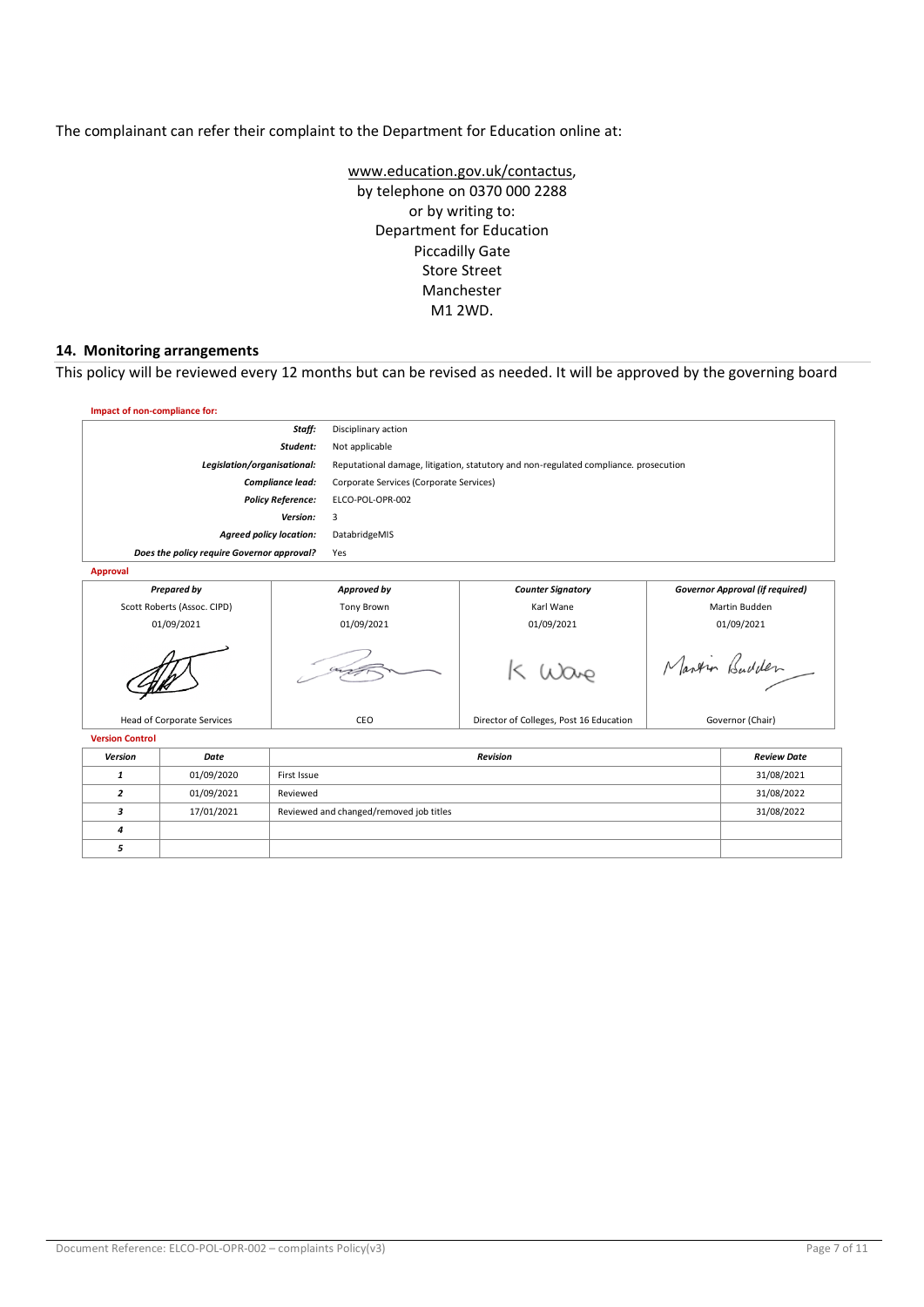The complainant can refer their complaint to the Department for Education online at:

www.education.gov.uk/contactus,
by telephone on 0370 000 2288
or by writing to:
Department for Education
Piccadilly Gate
Store Street
Manchester
M1 2WD.

## 14. Monitoring arrangements

This policy will be reviewed every 12 months but can be revised as needed. It will be approved by the governing board

**Impact of non-compliance for:**

| | |
|---|---|
| ***Staff:*** | Disciplinary action |
| ***Student:*** | Not applicable |
| ***Legislation/organisational:*** | Reputational damage, litigation, statutory and non-regulated compliance. prosecution |
| ***Compliance lead:*** | Corporate Services (Corporate Services) |
| ***Policy Reference:*** | ELCO-POL-OPR-002 |
| ***Version:*** | 3 |
| ***Agreed policy location:*** | DatabridgeMIS |
| ***Does the policy require Governor approval?*** | Yes |

**Approval**

| ***Prepared by*** | ***Approved by*** | ***Counter Signatory*** | ***Governor Approval (if required)*** |
|---|---|---|---|
| Scott Roberts (Assoc. CIPD) | Tony Brown | Karl Wane | Martin Budden |
| 01/09/2021 | 01/09/2021 | 01/09/2021 | 01/09/2021 |
| [signature] | [signature] | K Wane | Martin Budden |
| Head of Corporate Services | CEO | Director of Colleges, Post 16 Education | Governor (Chair) |

**Version Control**

| ***Version*** | ***Date*** | ***Revision*** | ***Review Date*** |
|---|---|---|---|
| ***1*** | 01/09/2020 | First Issue | 31/08/2021 |
| ***2*** | 01/09/2021 | Reviewed | 31/08/2022 |
| ***3*** | 17/01/2021 | Reviewed and changed/removed job titles | 31/08/2022 |
| ***4*** | | | |
| ***5*** | | | |

Document Reference: ELCO-POL-OPR-002 – complaints Policy(v3)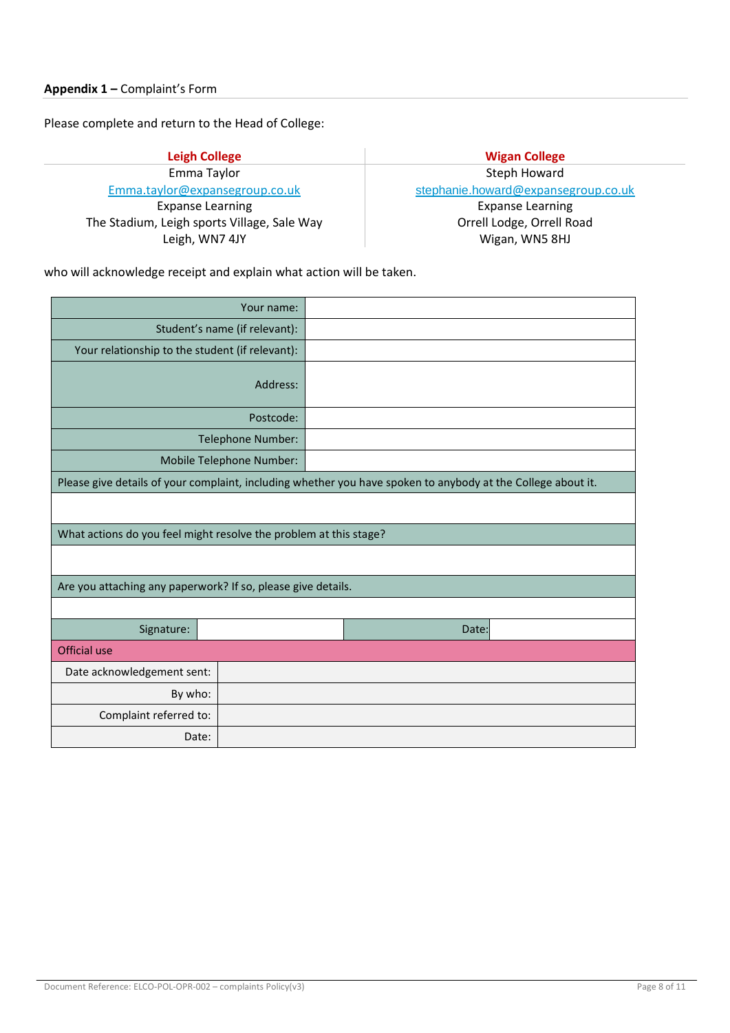**Appendix 1 –** Complaint's Form

Please complete and return to the Head of College:

| Leigh College | Wigan College |
|---|---|
| Emma Taylor | Steph Howard |
| Emma.taylor@expansegroup.co.uk | stephanie.howard@expansegroup.co.uk |
| Expanse Learning | Expanse Learning |
| The Stadium, Leigh sports Village, Sale Way | Orrell Lodge, Orrell Road |
| Leigh, WN7 4JY | Wigan, WN5 8HJ |

who will acknowledge receipt and explain what action will be taken.

| | |
|---|---|
| Your name: | |
| Student's name (if relevant): | |
| Your relationship to the student (if relevant): | |
| Address: | |
| Postcode: | |
| Telephone Number: | |
| Mobile Telephone Number: | |

| |
|---|
| Please give details of your complaint, including whether you have spoken to anybody at the College about it. |
| |
| What actions do you feel might resolve the problem at this stage? |
| |
| Are you attaching any paperwork? If so, please give details. |
| |

| | | | |
|---|---|---|---|
| Signature: | | Date: | |

| Official use | |
|---|---|
| Date acknowledgement sent: | |
| By who: | |
| Complaint referred to: | |
| Date: | |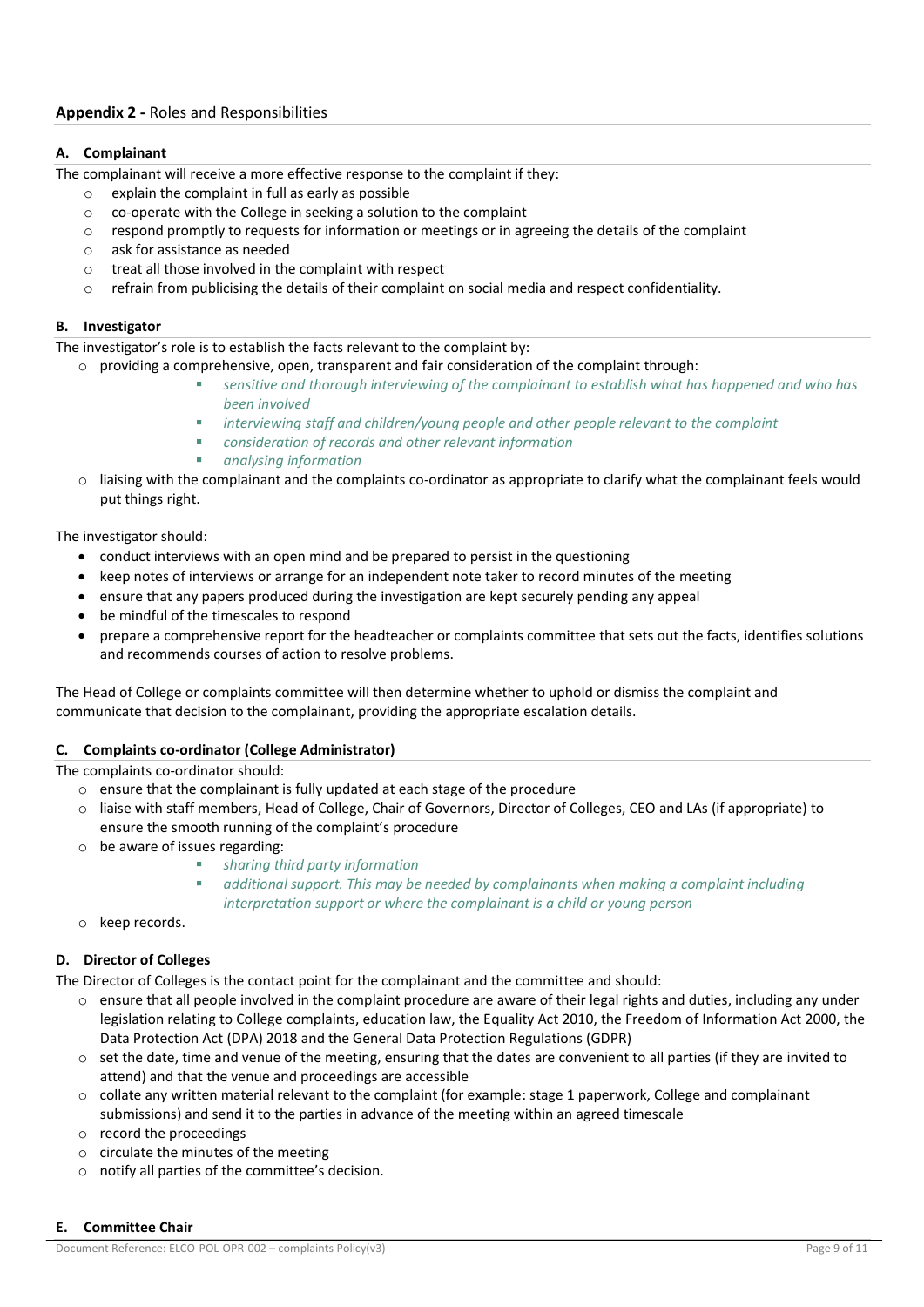## Appendix 2 - Roles and Responsibilities

### A. Complainant

The complainant will receive a more effective response to the complaint if they:

- explain the complaint in full as early as possible
- co-operate with the College in seeking a solution to the complaint
- respond promptly to requests for information or meetings or in agreeing the details of the complaint
- ask for assistance as needed
- treat all those involved in the complaint with respect
- refrain from publicising the details of their complaint on social media and respect confidentiality.

### B. Investigator

The investigator's role is to establish the facts relevant to the complaint by:

- providing a comprehensive, open, transparent and fair consideration of the complaint through:
  - *sensitive and thorough interviewing of the complainant to establish what has happened and who has been involved*
  - *interviewing staff and children/young people and other people relevant to the complaint*
  - *consideration of records and other relevant information*
  - *analysing information*
- liaising with the complainant and the complaints co-ordinator as appropriate to clarify what the complainant feels would put things right.

The investigator should:

- conduct interviews with an open mind and be prepared to persist in the questioning
- keep notes of interviews or arrange for an independent note taker to record minutes of the meeting
- ensure that any papers produced during the investigation are kept securely pending any appeal
- be mindful of the timescales to respond
- prepare a comprehensive report for the headteacher or complaints committee that sets out the facts, identifies solutions and recommends courses of action to resolve problems.

The Head of College or complaints committee will then determine whether to uphold or dismiss the complaint and communicate that decision to the complainant, providing the appropriate escalation details.

### C. Complaints co-ordinator (College Administrator)

The complaints co-ordinator should:

- ensure that the complainant is fully updated at each stage of the procedure
- liaise with staff members, Head of College, Chair of Governors, Director of Colleges, CEO and LAs (if appropriate) to ensure the smooth running of the complaint's procedure
- be aware of issues regarding:
  - *sharing third party information*
  - *additional support. This may be needed by complainants when making a complaint including interpretation support or where the complainant is a child or young person*
- keep records.

### D. Director of Colleges

The Director of Colleges is the contact point for the complainant and the committee and should:

- ensure that all people involved in the complaint procedure are aware of their legal rights and duties, including any under legislation relating to College complaints, education law, the Equality Act 2010, the Freedom of Information Act 2000, the Data Protection Act (DPA) 2018 and the General Data Protection Regulations (GDPR)
- set the date, time and venue of the meeting, ensuring that the dates are convenient to all parties (if they are invited to attend) and that the venue and proceedings are accessible
- collate any written material relevant to the complaint (for example: stage 1 paperwork, College and complainant submissions) and send it to the parties in advance of the meeting within an agreed timescale
- record the proceedings
- circulate the minutes of the meeting
- notify all parties of the committee's decision.

### E. Committee Chair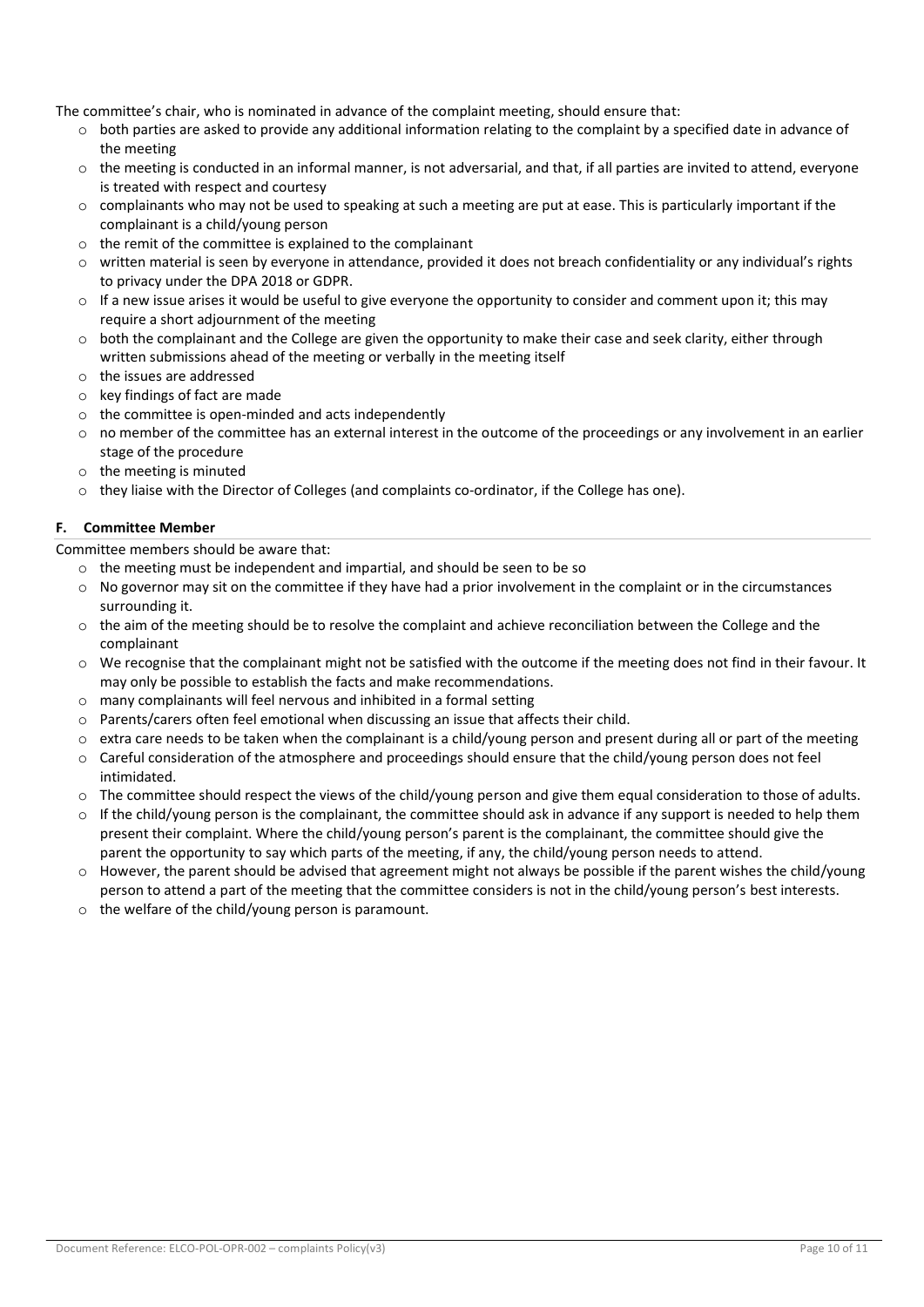The committee's chair, who is nominated in advance of the complaint meeting, should ensure that:

- both parties are asked to provide any additional information relating to the complaint by a specified date in advance of the meeting
- the meeting is conducted in an informal manner, is not adversarial, and that, if all parties are invited to attend, everyone is treated with respect and courtesy
- complainants who may not be used to speaking at such a meeting are put at ease. This is particularly important if the complainant is a child/young person
- the remit of the committee is explained to the complainant
- written material is seen by everyone in attendance, provided it does not breach confidentiality or any individual's rights to privacy under the DPA 2018 or GDPR.
- If a new issue arises it would be useful to give everyone the opportunity to consider and comment upon it; this may require a short adjournment of the meeting
- both the complainant and the College are given the opportunity to make their case and seek clarity, either through written submissions ahead of the meeting or verbally in the meeting itself
- the issues are addressed
- key findings of fact are made
- the committee is open-minded and acts independently
- no member of the committee has an external interest in the outcome of the proceedings or any involvement in an earlier stage of the procedure
- the meeting is minuted
- they liaise with the Director of Colleges (and complaints co-ordinator, if the College has one).

### F. Committee Member

Committee members should be aware that:

- the meeting must be independent and impartial, and should be seen to be so
- No governor may sit on the committee if they have had a prior involvement in the complaint or in the circumstances surrounding it.
- the aim of the meeting should be to resolve the complaint and achieve reconciliation between the College and the complainant
- We recognise that the complainant might not be satisfied with the outcome if the meeting does not find in their favour. It may only be possible to establish the facts and make recommendations.
- many complainants will feel nervous and inhibited in a formal setting
- Parents/carers often feel emotional when discussing an issue that affects their child.
- extra care needs to be taken when the complainant is a child/young person and present during all or part of the meeting
- Careful consideration of the atmosphere and proceedings should ensure that the child/young person does not feel intimidated.
- The committee should respect the views of the child/young person and give them equal consideration to those of adults.
- If the child/young person is the complainant, the committee should ask in advance if any support is needed to help them present their complaint. Where the child/young person's parent is the complainant, the committee should give the parent the opportunity to say which parts of the meeting, if any, the child/young person needs to attend.
- However, the parent should be advised that agreement might not always be possible if the parent wishes the child/young person to attend a part of the meeting that the committee considers is not in the child/young person's best interests.
- the welfare of the child/young person is paramount.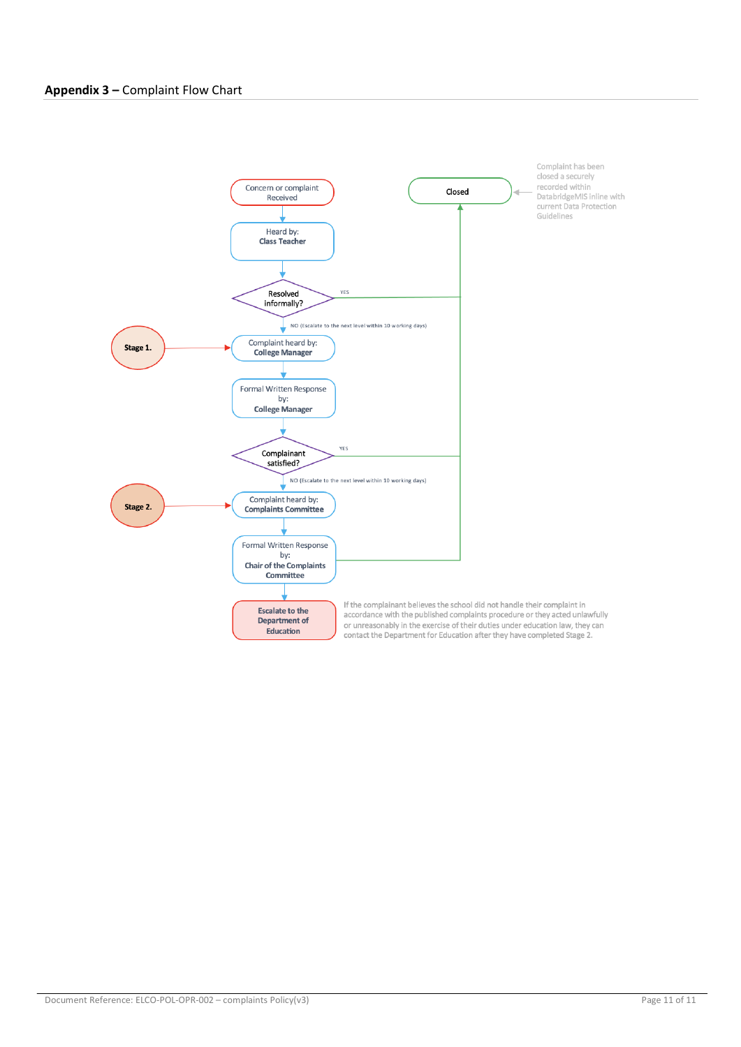## Appendix 3 – Complaint Flow Chart

Concern or complaint Received

Heard by: **Class Teacher**

Resolved informally?

YES

NO (Escalate to the next level within 10 working days)

Stage 1.

Complaint heard by: **College Manager**

Formal Written Response by: **College Manager**

Complainant satisfied?

YES

NO (Escalate to the next level within 10 working days)

Stage 2.

Complaint heard by: **Complaints Committee**

Formal Written Response by: **Chair of the Complaints Committee**

**Escalate to the Department of Education**

If the complainant believes the school did not handle their complaint in accordance with the published complaints procedure or they acted unlawfully or unreasonably in the exercise of their duties under education law, they can contact the Department for Education after they have completed Stage 2.

Closed

Complaint has been closed a securely recorded within DatabridgeMIS inline with current Data Protection Guidelines